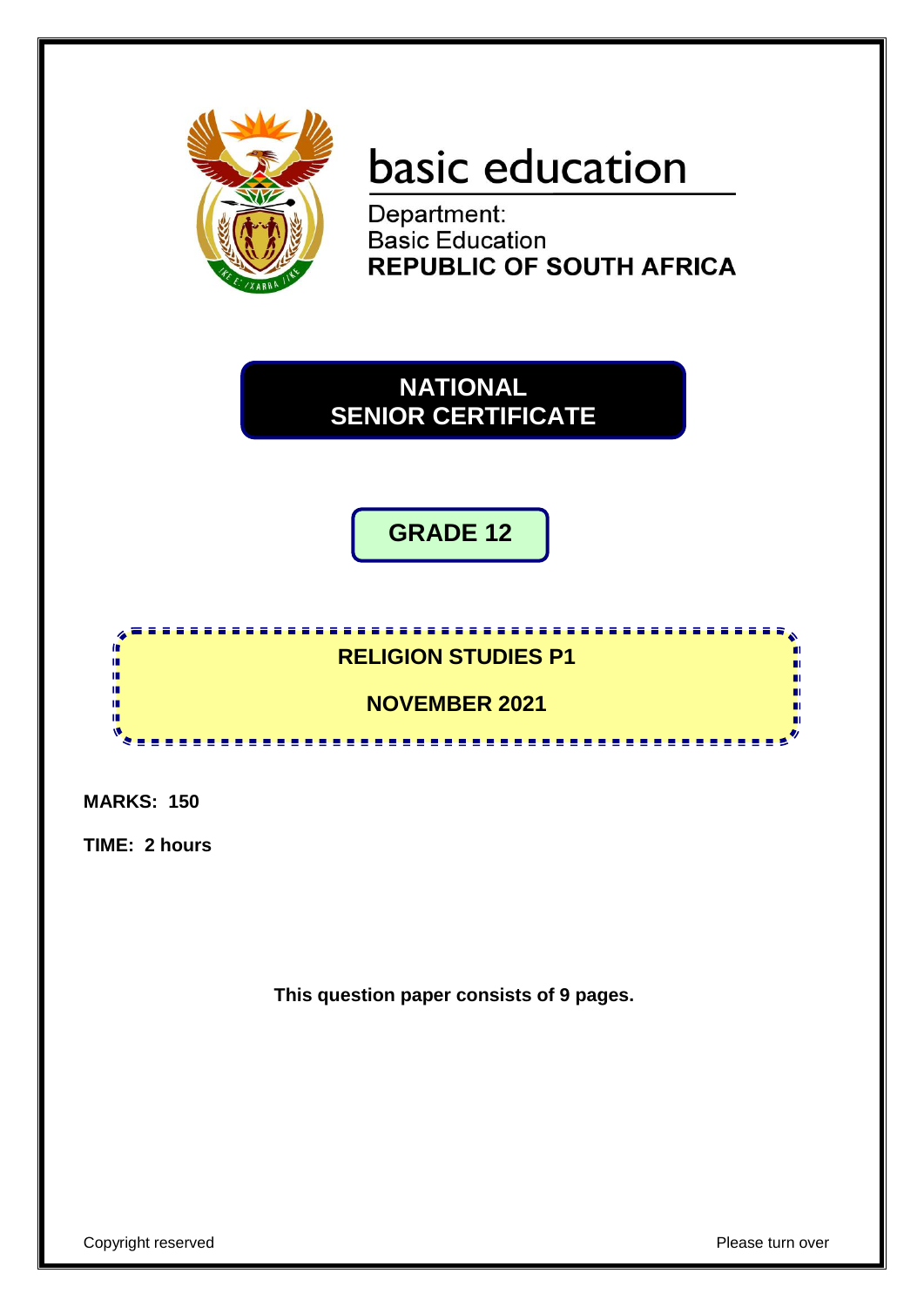basic education

Department:
Basic Education
**REPUBLIC OF SOUTH AFRICA**

# NATIONAL SENIOR CERTIFICATE

## GRADE 12

## RELIGION STUDIES P1

## NOVEMBER 2021

**MARKS: 150**

**TIME: 2 hours**

**This question paper consists of 9 pages.**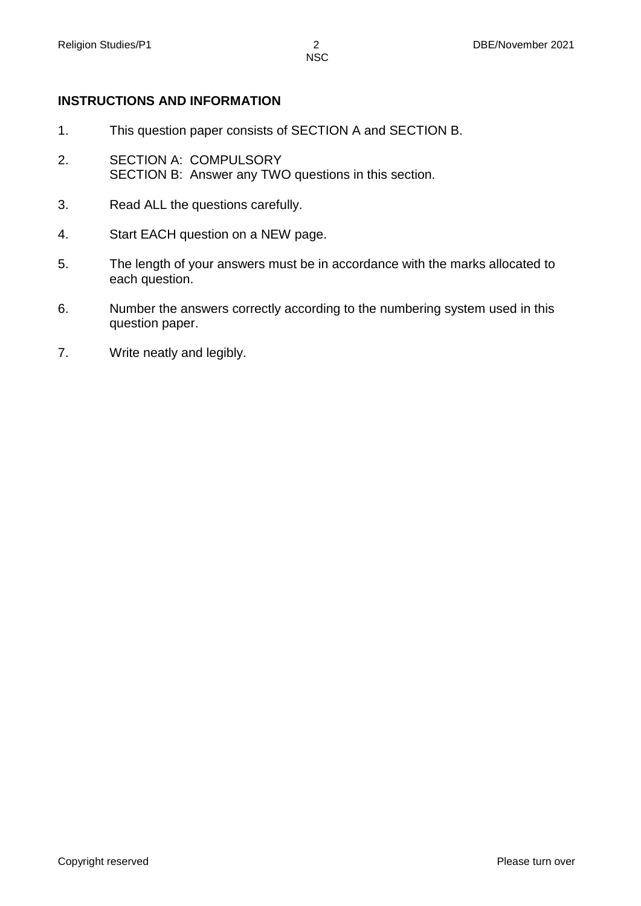## INSTRUCTIONS AND INFORMATION

1. This question paper consists of SECTION A and SECTION B.
2. SECTION A: COMPULSORY
   SECTION B: Answer any TWO questions in this section.
3. Read ALL the questions carefully.
4. Start EACH question on a NEW page.
5. The length of your answers must be in accordance with the marks allocated to each question.
6. Number the answers correctly according to the numbering system used in this question paper.
7. Write neatly and legibly.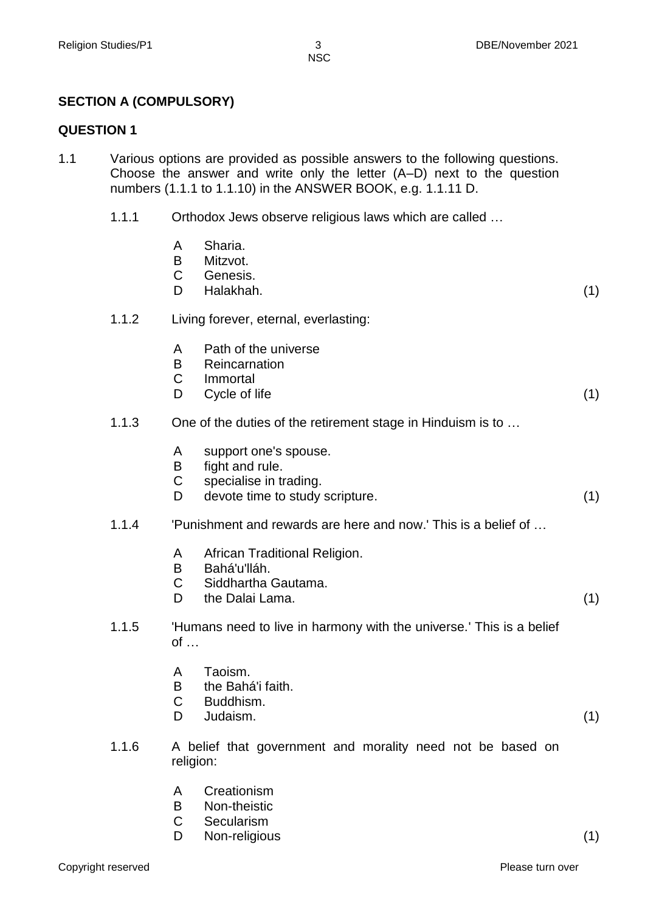## SECTION A (COMPULSORY)

## QUESTION 1

1.1 Various options are provided as possible answers to the following questions. Choose the answer and write only the letter (A–D) next to the question numbers (1.1.1 to 1.1.10) in the ANSWER BOOK, e.g. 1.1.11 D.

1.1.1 Orthodox Jews observe religious laws which are called …

- A Sharia.
- B Mitzvot.
- C Genesis.
- D Halakhah. (1)

1.1.2 Living forever, eternal, everlasting:

- A Path of the universe
- B Reincarnation
- C Immortal
- D Cycle of life (1)

1.1.3 One of the duties of the retirement stage in Hinduism is to …

- A support one's spouse.
- B fight and rule.
- C specialise in trading.
- D devote time to study scripture. (1)

1.1.4 'Punishment and rewards are here and now.' This is a belief of …

- A African Traditional Religion.
- B Bahá'u'lláh.
- C Siddhartha Gautama.
- D the Dalai Lama. (1)

1.1.5 'Humans need to live in harmony with the universe.' This is a belief of …

- A Taoism.
- B the Bahá'i faith.
- C Buddhism.
- D Judaism. (1)

1.1.6 A belief that government and morality need not be based on religion:

- A Creationism
- B Non-theistic
- C Secularism
- D Non-religious (1)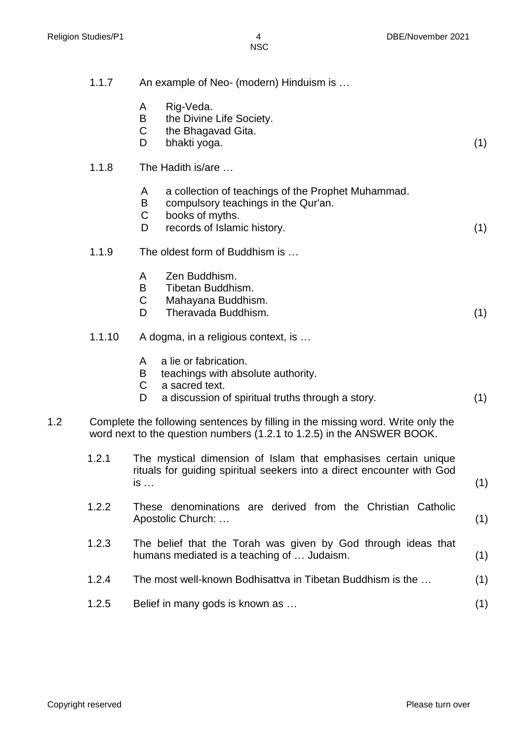1.1.7 An example of Neo- (modern) Hinduism is …

A Rig-Veda.
B the Divine Life Society.
C the Bhagavad Gita.
D bhakti yoga. (1)

1.1.8 The Hadith is/are …

A a collection of teachings of the Prophet Muhammad.
B compulsory teachings in the Qur'an.
C books of myths.
D records of Islamic history. (1)

1.1.9 The oldest form of Buddhism is …

A Zen Buddhism.
B Tibetan Buddhism.
C Mahayana Buddhism.
D Theravada Buddhism. (1)

1.1.10 A dogma, in a religious context, is …

A a lie or fabrication.
B teachings with absolute authority.
C a sacred text.
D a discussion of spiritual truths through a story. (1)

1.2 Complete the following sentences by filling in the missing word. Write only the word next to the question numbers (1.2.1 to 1.2.5) in the ANSWER BOOK.

1.2.1 The mystical dimension of Islam that emphasises certain unique rituals for guiding spiritual seekers into a direct encounter with God is … (1)

1.2.2 These denominations are derived from the Christian Catholic Apostolic Church: … (1)

1.2.3 The belief that the Torah was given by God through ideas that humans mediated is a teaching of … Judaism. (1)

1.2.4 The most well-known Bodhisattva in Tibetan Buddhism is the … (1)

1.2.5 Belief in many gods is known as … (1)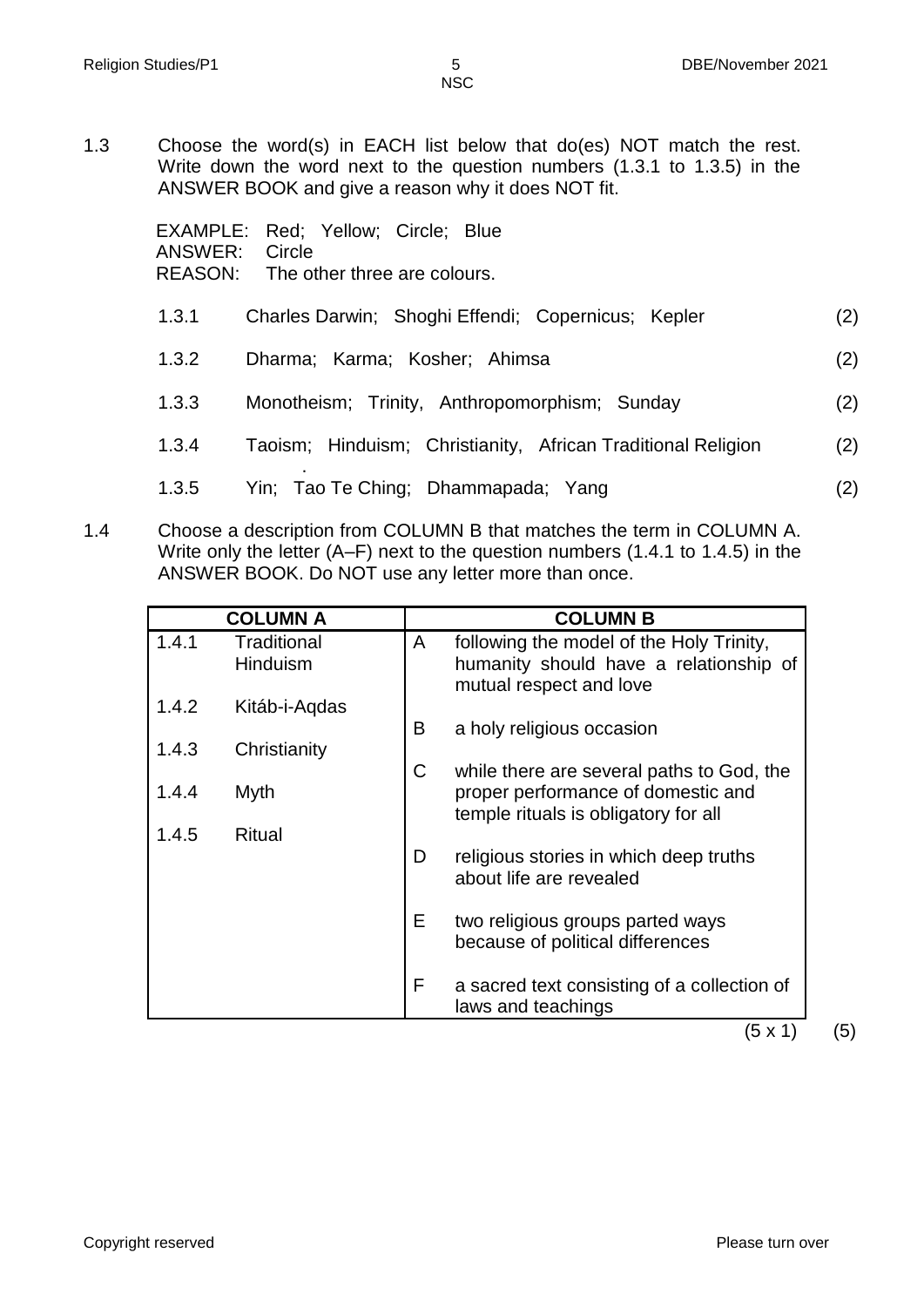1.3 Choose the word(s) in EACH list below that do(es) NOT match the rest. Write down the word next to the question numbers (1.3.1 to 1.3.5) in the ANSWER BOOK and give a reason why it does NOT fit.

EXAMPLE: Red; Yellow; Circle; Blue
ANSWER: Circle
REASON: The other three are colours.

1.3.1 Charles Darwin; Shoghi Effendi; Copernicus; Kepler (2)

1.3.2 Dharma; Karma; Kosher; Ahimsa (2)

1.3.3 Monotheism; Trinity, Anthropomorphism; Sunday (2)

1.3.4 Taoism; Hinduism; Christianity, African Traditional Religion (2)

1.3.5 Yin; Tao Te Ching; Dhammapada; Yang (2)

1.4 Choose a description from COLUMN B that matches the term in COLUMN A. Write only the letter (A–F) next to the question numbers (1.4.1 to 1.4.5) in the ANSWER BOOK. Do NOT use any letter more than once.

| COLUMN A | | COLUMN B | |
|---|---|---|---|
| 1.4.1 | Traditional Hinduism | A | following the model of the Holy Trinity, humanity should have a relationship of mutual respect and love |
| 1.4.2 | Kitáb-i-Aqdas | B | a holy religious occasion |
| 1.4.3 | Christianity | C | while there are several paths to God, the proper performance of domestic and temple rituals is obligatory for all |
| 1.4.4 | Myth | D | religious stories in which deep truths about life are revealed |
| 1.4.5 | Ritual | E | two religious groups parted ways because of political differences |
| | | F | a sacred text consisting of a collection of laws and teachings |

(5 x 1) (5)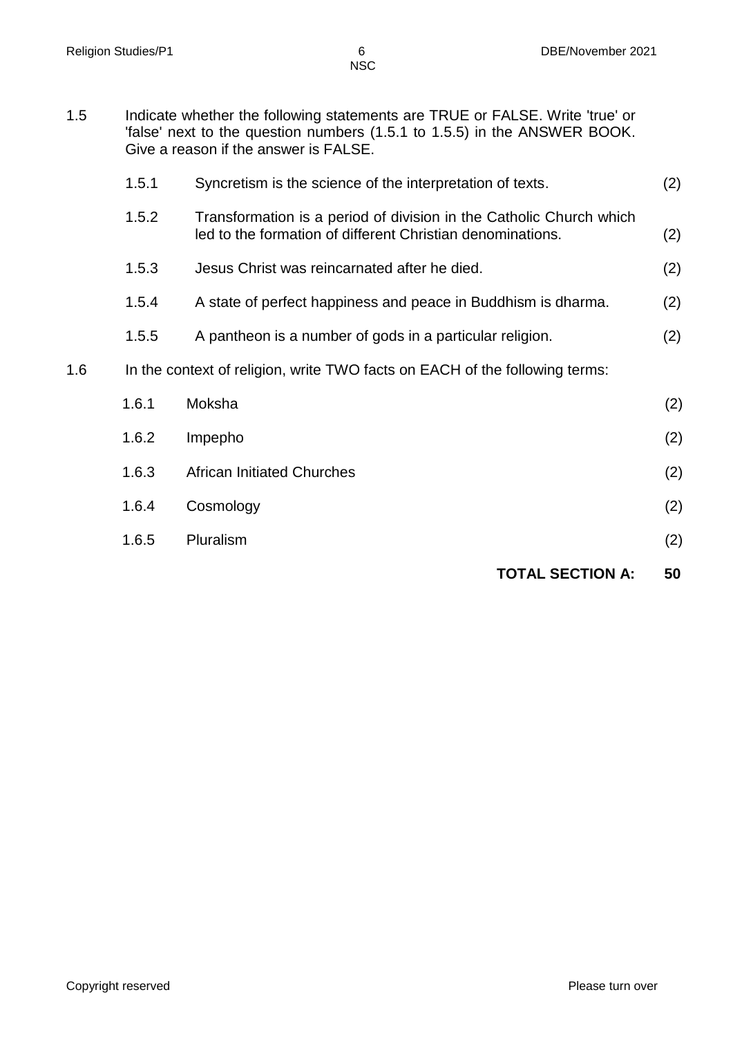1.5 Indicate whether the following statements are TRUE or FALSE. Write 'true' or 'false' next to the question numbers (1.5.1 to 1.5.5) in the ANSWER BOOK. Give a reason if the answer is FALSE.

1.5.1 Syncretism is the science of the interpretation of texts. (2)

1.5.2 Transformation is a period of division in the Catholic Church which led to the formation of different Christian denominations. (2)

1.5.3 Jesus Christ was reincarnated after he died. (2)

1.5.4 A state of perfect happiness and peace in Buddhism is dharma. (2)

1.5.5 A pantheon is a number of gods in a particular religion. (2)

1.6 In the context of religion, write TWO facts on EACH of the following terms:

1.6.1 Moksha (2)

1.6.2 Impepho (2)

1.6.3 African Initiated Churches (2)

1.6.4 Cosmology (2)

1.6.5 Pluralism (2)

**TOTAL SECTION A: 50**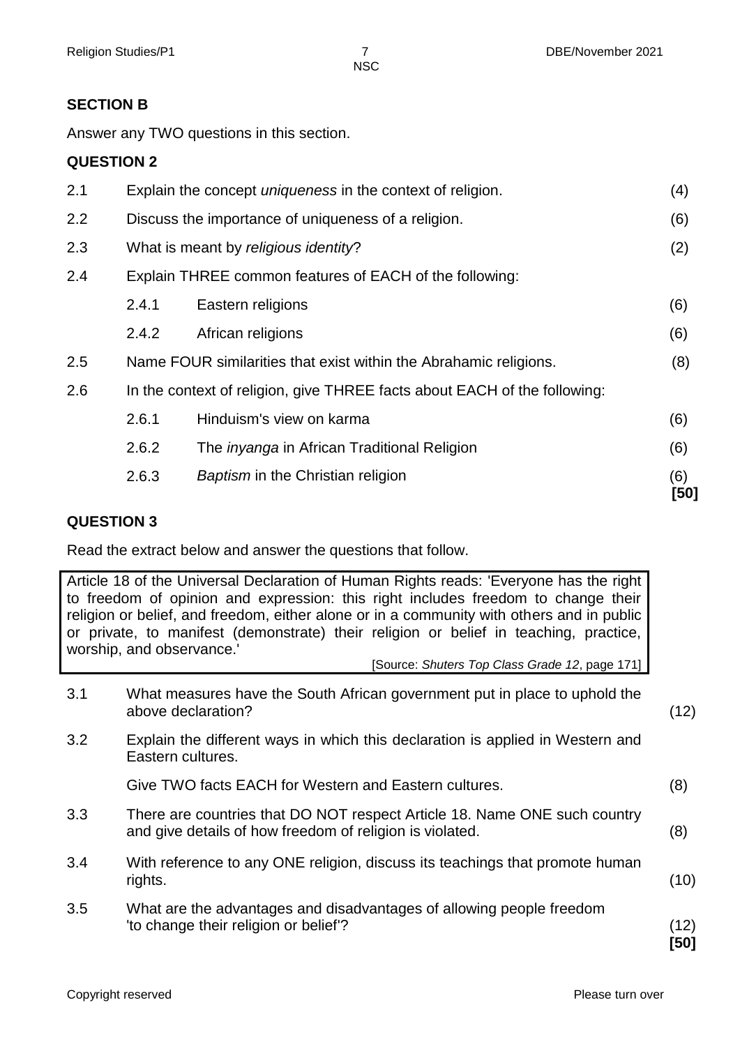## SECTION B

Answer any TWO questions in this section.

### QUESTION 2

| | | | |
|---|---|---|---|
| 2.1 | Explain the concept *uniqueness* in the context of religion. | | (4) |
| 2.2 | Discuss the importance of uniqueness of a religion. | | (6) |
| 2.3 | What is meant by *religious identity*? | | (2) |
| 2.4 | Explain THREE common features of EACH of the following: | | |
| | 2.4.1 | Eastern religions | (6) |
| | 2.4.2 | African religions | (6) |
| 2.5 | Name FOUR similarities that exist within the Abrahamic religions. | | (8) |
| 2.6 | In the context of religion, give THREE facts about EACH of the following: | | |
| | 2.6.1 | Hinduism's view on karma | (6) |
| | 2.6.2 | The *inyanga* in African Traditional Religion | (6) |
| | 2.6.3 | *Baptism* in the Christian religion | (6) **[50]** |

### QUESTION 3

Read the extract below and answer the questions that follow.

> Article 18 of the Universal Declaration of Human Rights reads: 'Everyone has the right to freedom of opinion and expression: this right includes freedom to change their religion or belief, and freedom, either alone or in a community with others and in public or private, to manifest (demonstrate) their religion or belief in teaching, practice, worship, and observance.'
>
> [Source: *Shuters Top Class Grade 12*, page 171]

| | | |
|---|---|---|
| 3.1 | What measures have the South African government put in place to uphold the above declaration? | (12) |
| 3.2 | Explain the different ways in which this declaration is applied in Western and Eastern cultures.<br><br>Give TWO facts EACH for Western and Eastern cultures. | (8) |
| 3.3 | There are countries that DO NOT respect Article 18. Name ONE such country and give details of how freedom of religion is violated. | (8) |
| 3.4 | With reference to any ONE religion, discuss its teachings that promote human rights. | (10) |
| 3.5 | What are the advantages and disadvantages of allowing people freedom 'to change their religion or belief'? | (12) **[50]** |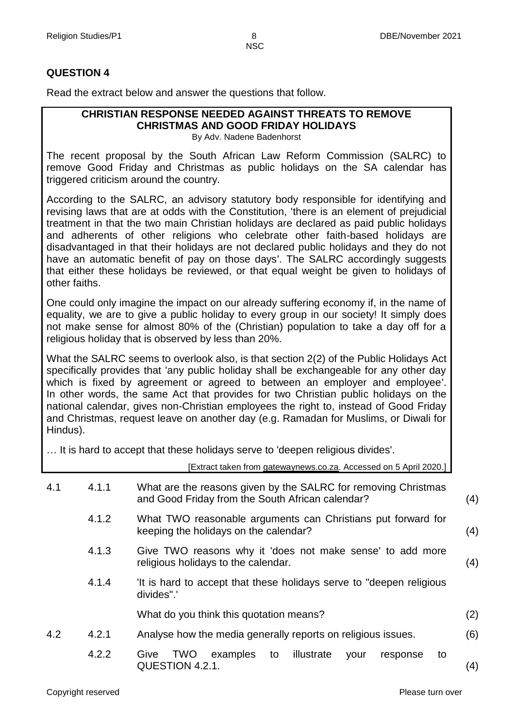## QUESTION 4

Read the extract below and answer the questions that follow.

> **CHRISTIAN RESPONSE NEEDED AGAINST THREATS TO REMOVE CHRISTMAS AND GOOD FRIDAY HOLIDAYS**
>
> By Adv. Nadene Badenhorst
>
> The recent proposal by the South African Law Reform Commission (SALRC) to remove Good Friday and Christmas as public holidays on the SA calendar has triggered criticism around the country.
>
> According to the SALRC, an advisory statutory body responsible for identifying and revising laws that are at odds with the Constitution, 'there is an element of prejudicial treatment in that the two main Christian holidays are declared as paid public holidays and adherents of other religions who celebrate other faith-based holidays are disadvantaged in that their holidays are not declared public holidays and they do not have an automatic benefit of pay on those days'. The SALRC accordingly suggests that either these holidays be reviewed, or that equal weight be given to holidays of other faiths.
>
> One could only imagine the impact on our already suffering economy if, in the name of equality, we are to give a public holiday to every group in our society! It simply does not make sense for almost 80% of the (Christian) population to take a day off for a religious holiday that is observed by less than 20%.
>
> What the SALRC seems to overlook also, is that section 2(2) of the Public Holidays Act specifically provides that 'any public holiday shall be exchangeable for any other day which is fixed by agreement or agreed to between an employer and employee'. In other words, the same Act that provides for two Christian public holidays on the national calendar, gives non-Christian employees the right to, instead of Good Friday and Christmas, request leave on another day (e.g. Ramadan for Muslims, or Diwali for Hindus).
>
> … It is hard to accept that these holidays serve to 'deepen religious divides'.
>
> [Extract taken from gatewaynews.co.za. Accessed on 5 April 2020.]

| | | | |
|---|---|---|---|
| 4.1 | 4.1.1 | What are the reasons given by the SALRC for removing Christmas and Good Friday from the South African calendar? | (4) |
| | 4.1.2 | What TWO reasonable arguments can Christians put forward for keeping the holidays on the calendar? | (4) |
| | 4.1.3 | Give TWO reasons why it 'does not make sense' to add more religious holidays to the calendar. | (4) |
| | 4.1.4 | 'It is hard to accept that these holidays serve to "deepen religious divides".'<br><br>What do you think this quotation means? | (2) |
| 4.2 | 4.2.1 | Analyse how the media generally reports on religious issues. | (6) |
| | 4.2.2 | Give TWO examples to illustrate your response to QUESTION 4.2.1. | (4) |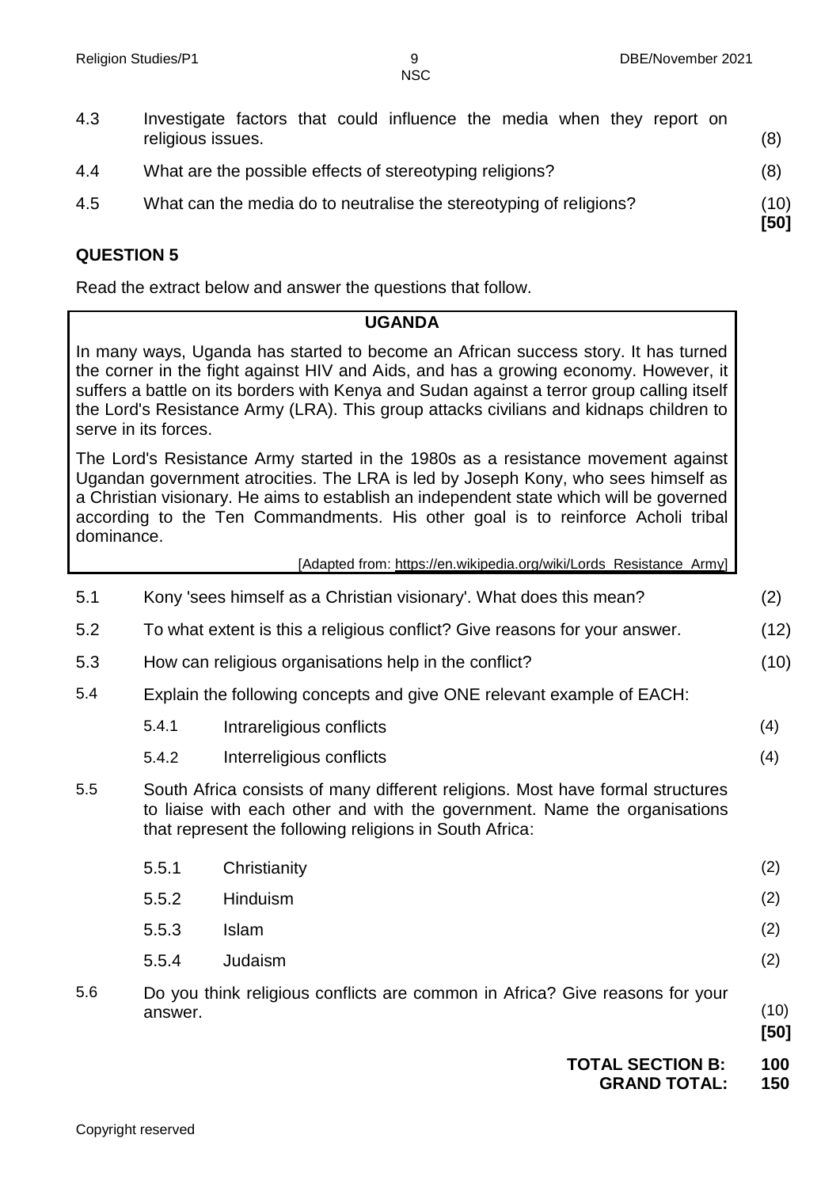4.3 Investigate factors that could influence the media when they report on religious issues. (8)

4.4 What are the possible effects of stereotyping religions? (8)

4.5 What can the media do to neutralise the stereotyping of religions? (10)
**[50]**

## QUESTION 5

Read the extract below and answer the questions that follow.

> **UGANDA**
>
> In many ways, Uganda has started to become an African success story. It has turned the corner in the fight against HIV and Aids, and has a growing economy. However, it suffers a battle on its borders with Kenya and Sudan against a terror group calling itself the Lord's Resistance Army (LRA). This group attacks civilians and kidnaps children to serve in its forces.
>
> The Lord's Resistance Army started in the 1980s as a resistance movement against Ugandan government atrocities. The LRA is led by Joseph Kony, who sees himself as a Christian visionary. He aims to establish an independent state which will be governed according to the Ten Commandments. His other goal is to reinforce Acholi tribal dominance.
>
> [Adapted from: https://en.wikipedia.org/wiki/Lords_Resistance_Army]

5.1 Kony 'sees himself as a Christian visionary'. What does this mean? (2)

5.2 To what extent is this a religious conflict? Give reasons for your answer. (12)

5.3 How can religious organisations help in the conflict? (10)

5.4 Explain the following concepts and give ONE relevant example of EACH:

- 5.4.1 Intrareligious conflicts (4)
- 5.4.2 Interreligious conflicts (4)

5.5 South Africa consists of many different religions. Most have formal structures to liaise with each other and with the government. Name the organisations that represent the following religions in South Africa:

- 5.5.1 Christianity (2)
- 5.5.2 Hinduism (2)
- 5.5.3 Islam (2)
- 5.5.4 Judaism (2)

5.6 Do you think religious conflicts are common in Africa? Give reasons for your answer. (10)
**[50]**

**TOTAL SECTION B: 100**
**GRAND TOTAL: 150**